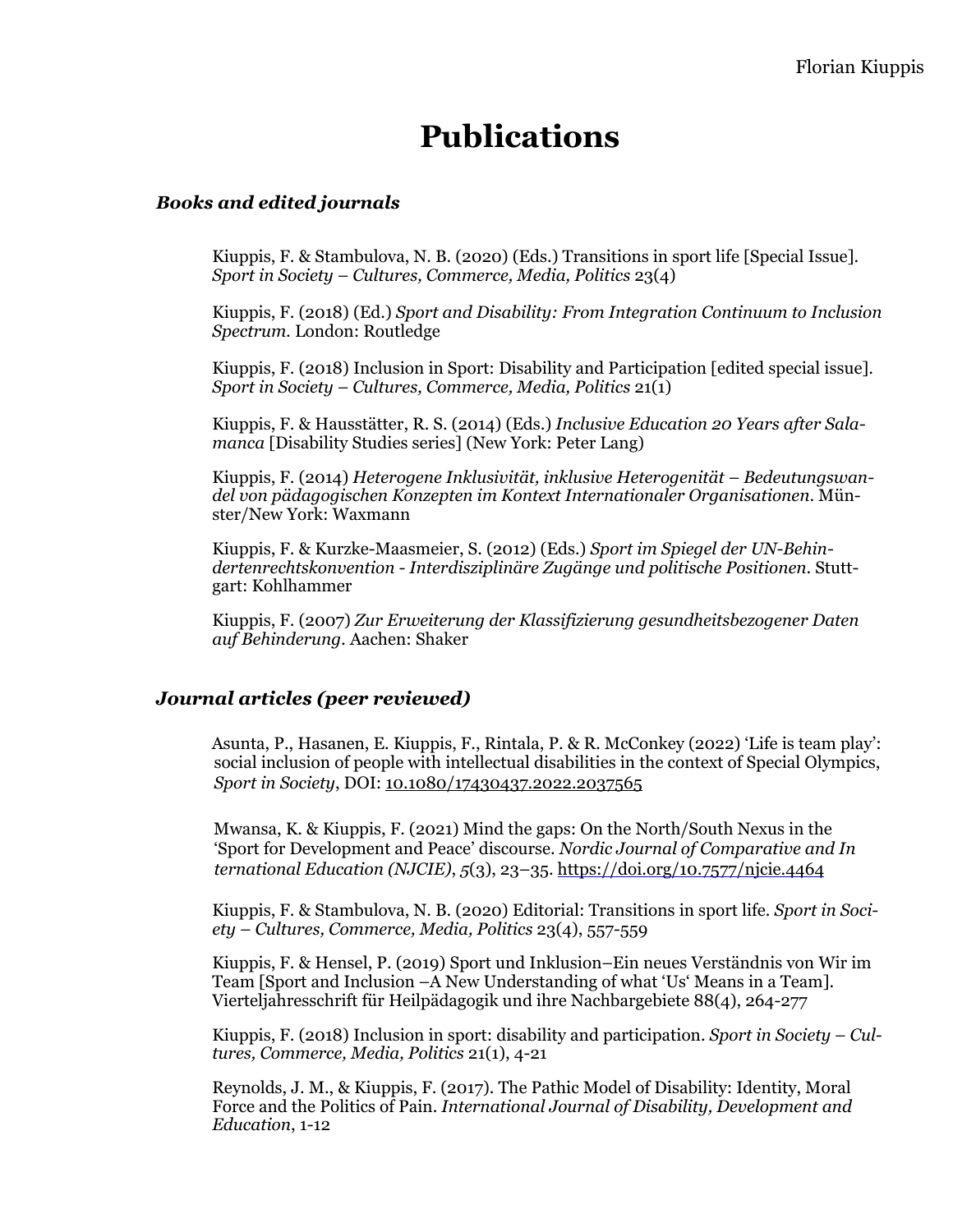# Publications

### *Books and edited journals*

Kiuppis, F. & Stambulova, N. B. (2020) (Eds.) Transitions in sport life [Special Issue]. *Sport in Society – Cultures, Commerce, Media, Politics* 23(4)

Kiuppis, F. (2018) (Ed.) *Sport and Disability: From Integration Continuum to Inclusion Spectrum*. London: Routledge

Kiuppis, F. (2018) Inclusion in Sport: Disability and Participation [edited special issue]. *Sport in Society – Cultures, Commerce, Media, Politics* 21(1)

Kiuppis, F. & Hausstätter, R. S. (2014) (Eds.) *Inclusive Education 20 Years after Salamanca* [Disability Studies series] (New York: Peter Lang)

Kiuppis, F. (2014) *Heterogene Inklusivität, inklusive Heterogenität – Bedeutungswandel von pädagogischen Konzepten im Kontext Internationaler Organisationen*. Münster/New York: Waxmann

Kiuppis, F. & Kurzke-Maasmeier, S. (2012) (Eds.) *Sport im Spiegel der UN-Behindertenrechtskonvention - Interdisziplinäre Zugänge und politische Positionen*. Stuttgart: Kohlhammer

Kiuppis, F. (2007) *Zur Erweiterung der Klassifizierung gesundheitsbezogener Daten auf Behinderung*. Aachen: Shaker

### *Journal articles (peer reviewed)*

Asunta, P., Hasanen, E. Kiuppis, F., Rintala, P. & R. McConkey (2022) 'Life is team play': social inclusion of people with intellectual disabilities in the context of Special Olympics, *Sport in Society*, DOI: 10.1080/17430437.2022.2037565

Mwansa, K. & Kiuppis, F. (2021) Mind the gaps: On the North/South Nexus in the 'Sport for Development and Peace' discourse. *Nordic Journal of Comparative and International Education (NJCIE)*, *5*(3), 23–35. https://doi.org/10.7577/njcie.4464

Kiuppis, F. & Stambulova, N. B. (2020) Editorial: Transitions in sport life. *Sport in Society – Cultures, Commerce, Media, Politics* 23(4), 557-559

Kiuppis, F. & Hensel, P. (2019) Sport und Inklusion–Ein neues Verständnis von Wir im Team [Sport and Inclusion –A New Understanding of what 'Us' Means in a Team]. Vierteljahresschrift für Heilpädagogik und ihre Nachbargebiete 88(4), 264-277

Kiuppis, F. (2018) Inclusion in sport: disability and participation. *Sport in Society – Cultures, Commerce, Media, Politics* 21(1), 4-21

Reynolds, J. M., & Kiuppis, F. (2017). The Pathic Model of Disability: Identity, Moral Force and the Politics of Pain. *International Journal of Disability, Development and Education*, 1-12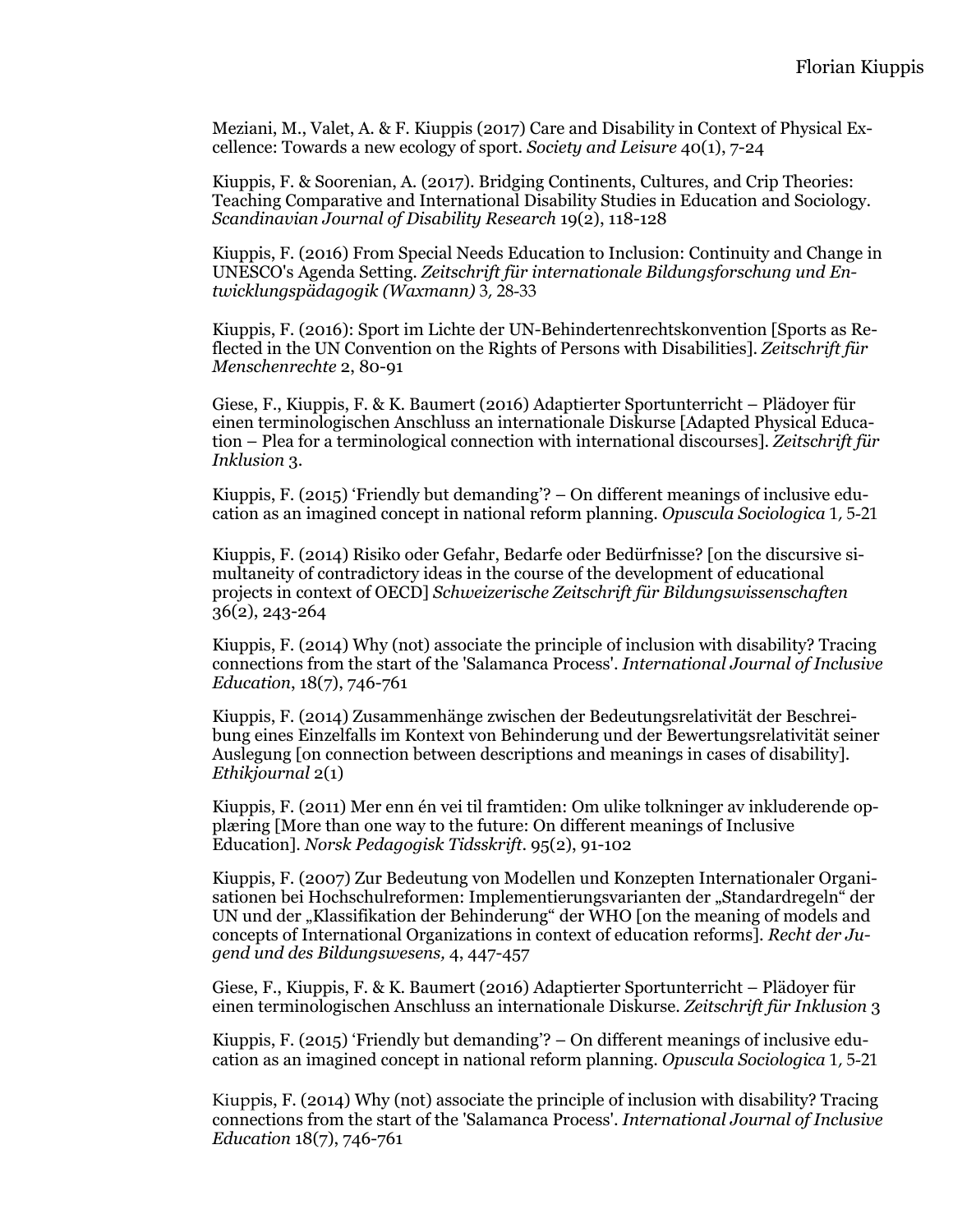Meziani, M., Valet, A. & F. Kiuppis (2017) Care and Disability in Context of Physical Excellence: Towards a new ecology of sport. *Society and Leisure* 40(1), 7-24

Kiuppis, F. & Soorenian, A. (2017). Bridging Continents, Cultures, and Crip Theories: Teaching Comparative and International Disability Studies in Education and Sociology. *Scandinavian Journal of Disability Research* 19(2), 118-128

Kiuppis, F. (2016) From Special Needs Education to Inclusion: Continuity and Change in UNESCO's Agenda Setting. *Zeitschrift für internationale Bildungsforschung und Entwicklungspädagogik (Waxmann)* 3, 28-33

Kiuppis, F. (2016): Sport im Lichte der UN-Behindertenrechtskonvention [Sports as Reflected in the UN Convention on the Rights of Persons with Disabilities]. *Zeitschrift für Menschenrechte* 2, 80-91

Giese, F., Kiuppis, F. & K. Baumert (2016) Adaptierter Sportunterricht – Plädoyer für einen terminologischen Anschluss an internationale Diskurse [Adapted Physical Education – Plea for a terminological connection with international discourses]. *Zeitschrift für Inklusion* 3.

Kiuppis, F. (2015) 'Friendly but demanding'? – On different meanings of inclusive education as an imagined concept in national reform planning. *Opuscula Sociologica* 1, 5-21

Kiuppis, F. (2014) Risiko oder Gefahr, Bedarfe oder Bedürfnisse? [on the discursive simultaneity of contradictory ideas in the course of the development of educational projects in context of OECD] *Schweizerische Zeitschrift für Bildungswissenschaften* 36(2), 243-264

Kiuppis, F. (2014) Why (not) associate the principle of inclusion with disability? Tracing connections from the start of the 'Salamanca Process'. *International Journal of Inclusive Education*, 18(7), 746-761

Kiuppis, F. (2014) Zusammenhänge zwischen der Bedeutungsrelativität der Beschreibung eines Einzelfalls im Kontext von Behinderung und der Bewertungsrelativität seiner Auslegung [on connection between descriptions and meanings in cases of disability]. *Ethikjournal* 2(1)

Kiuppis, F. (2011) Mer enn én vei til framtiden: Om ulike tolkninger av inkluderende opplæring [More than one way to the future: On different meanings of Inclusive Education]. *Norsk Pedagogisk Tidsskrift*. 95(2), 91-102

Kiuppis, F. (2007) Zur Bedeutung von Modellen und Konzepten Internationaler Organisationen bei Hochschulreformen: Implementierungsvarianten der „Standardregeln" der UN und der „Klassifikation der Behinderung" der WHO [on the meaning of models and concepts of International Organizations in context of education reforms]. *Recht der Jugend und des Bildungswesens,* 4, 447-457

Giese, F., Kiuppis, F. & K. Baumert (2016) Adaptierter Sportunterricht – Plädoyer für einen terminologischen Anschluss an internationale Diskurse. *Zeitschrift für Inklusion* 3

Kiuppis, F. (2015) 'Friendly but demanding'? – On different meanings of inclusive education as an imagined concept in national reform planning. *Opuscula Sociologica* 1, 5-21

Kiuppis, F. (2014) Why (not) associate the principle of inclusion with disability? Tracing connections from the start of the 'Salamanca Process'. *International Journal of Inclusive Education* 18(7), 746-761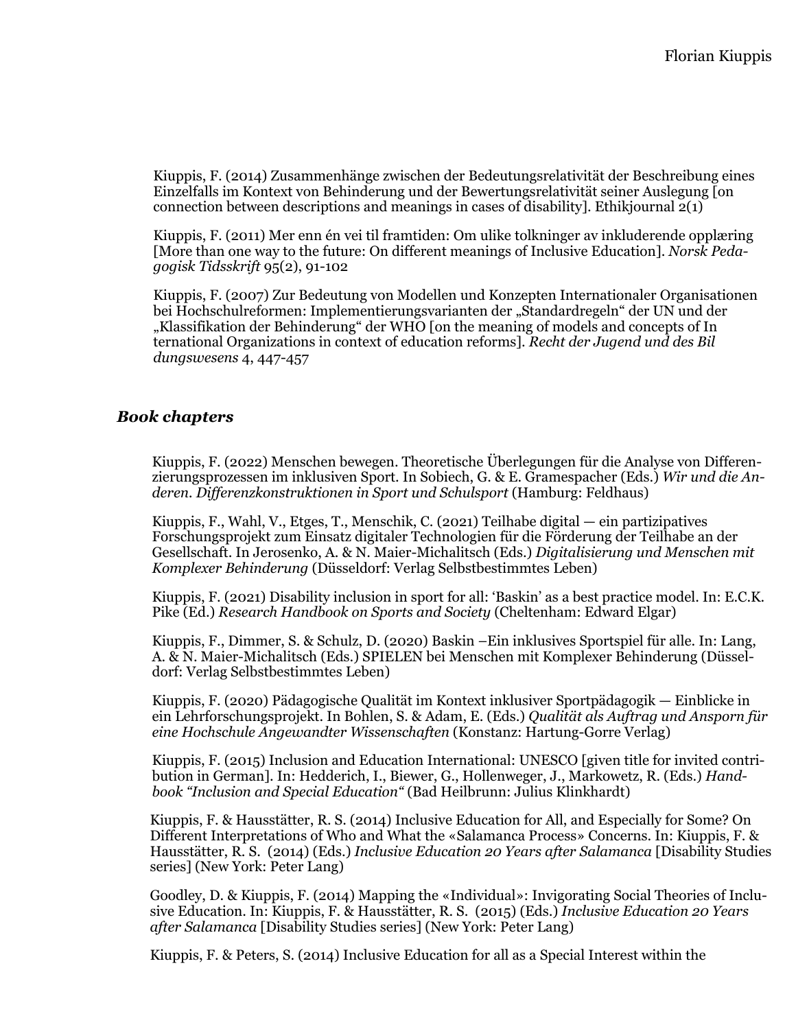Kiuppis, F. (2014) Zusammenhänge zwischen der Bedeutungsrelativität der Beschreibung eines Einzelfalls im Kontext von Behinderung und der Bewertungsrelativität seiner Auslegung [on connection between descriptions and meanings in cases of disability]. Ethikjournal 2(1)

Kiuppis, F. (2011) Mer enn én vei til framtiden: Om ulike tolkninger av inkluderende opplæring [More than one way to the future: On different meanings of Inclusive Education]. *Norsk Pedagogisk Tidsskrift* 95(2), 91-102

Kiuppis, F. (2007) Zur Bedeutung von Modellen und Konzepten Internationaler Organisationen bei Hochschulreformen: Implementierungsvarianten der „Standardregeln" der UN und der „Klassifikation der Behinderung" der WHO [on the meaning of models and concepts of In ternational Organizations in context of education reforms]. *Recht der Jugend und des Bil dungswesens* 4, 447-457

## *Book chapters*

Kiuppis, F. (2022) Menschen bewegen. Theoretische Überlegungen für die Analyse von Differenzierungsprozessen im inklusiven Sport. In Sobiech, G. & E. Gramespacher (Eds.) *Wir und die Anderen. Differenzkonstruktionen in Sport und Schulsport* (Hamburg: Feldhaus)

Kiuppis, F., Wahl, V., Etges, T., Menschik, C. (2021) Teilhabe digital — ein partizipatives Forschungsprojekt zum Einsatz digitaler Technologien für die Förderung der Teilhabe an der Gesellschaft. In Jerosenko, A. & N. Maier-Michalitsch (Eds.) *Digitalisierung und Menschen mit Komplexer Behinderung* (Düsseldorf: Verlag Selbstbestimmtes Leben)

Kiuppis, F. (2021) Disability inclusion in sport for all: 'Baskin' as a best practice model. In: E.C.K. Pike (Ed.) *Research Handbook on Sports and Society* (Cheltenham: Edward Elgar)

Kiuppis, F., Dimmer, S. & Schulz, D. (2020) Baskin –Ein inklusives Sportspiel für alle. In: Lang, A. & N. Maier-Michalitsch (Eds.) SPIELEN bei Menschen mit Komplexer Behinderung (Düsseldorf: Verlag Selbstbestimmtes Leben)

Kiuppis, F. (2020) Pädagogische Qualität im Kontext inklusiver Sportpädagogik — Einblicke in ein Lehrforschungsprojekt. In Bohlen, S. & Adam, E. (Eds.) *Qualität als Auftrag und Ansporn für eine Hochschule Angewandter Wissenschaften* (Konstanz: Hartung-Gorre Verlag)

Kiuppis, F. (2015) Inclusion and Education International: UNESCO [given title for invited contribution in German]. In: Hedderich, I., Biewer, G., Hollenweger, J., Markowetz, R. (Eds.) *Handbook "Inclusion and Special Education"* (Bad Heilbrunn: Julius Klinkhardt)

Kiuppis, F. & Hausstätter, R. S. (2014) Inclusive Education for All, and Especially for Some? On Different Interpretations of Who and What the «Salamanca Process» Concerns. In: Kiuppis, F. & Hausstätter, R. S. (2014) (Eds.) *Inclusive Education 20 Years after Salamanca* [Disability Studies series] (New York: Peter Lang)

Goodley, D. & Kiuppis, F. (2014) Mapping the «Individual»: Invigorating Social Theories of Inclusive Education. In: Kiuppis, F. & Hausstätter, R. S. (2015) (Eds.) *Inclusive Education 20 Years after Salamanca* [Disability Studies series] (New York: Peter Lang)

Kiuppis, F. & Peters, S. (2014) Inclusive Education for all as a Special Interest within the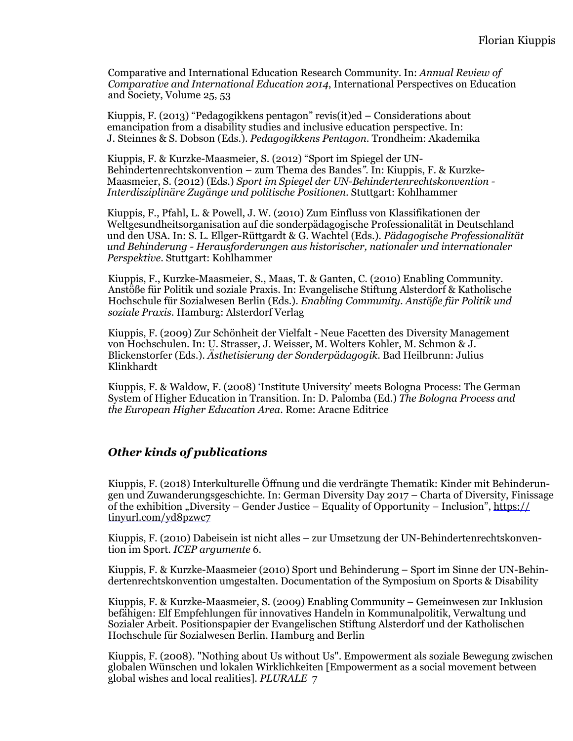Comparative and International Education Research Community. In: *Annual Review of Comparative and International Education 2014*, International Perspectives on Education and Society, Volume 25, 53

Kiuppis, F. (2013) "Pedagogikkens pentagon" revis(it)ed – Considerations about emancipation from a disability studies and inclusive education perspective. In: J. Steinnes & S. Dobson (Eds.). *Pedagogikkens Pentagon*. Trondheim: Akademika

Kiuppis, F. & Kurzke-Maasmeier, S. (2012) "Sport im Spiegel der UN-Behindertenrechtskonvention – zum Thema des Bandes". In: Kiuppis, F. & Kurzke-Maasmeier, S. (2012) (Eds.) *Sport im Spiegel der UN-Behindertenrechtskonvention - Interdisziplinäre Zugänge und politische Positionen*. Stuttgart: Kohlhammer

Kiuppis, F., Pfahl, L. & Powell, J. W. (2010) Zum Einfluss von Klassifikationen der Weltgesundheitsorganisation auf die sonderpädagogische Professionalität in Deutschland und den USA. In: S. L. Ellger-Rüttgardt & G. Wachtel (Eds.). *Pädagogische Professionalität und Behinderung - Herausforderungen aus historischer, nationaler und internationaler Perspektive*. Stuttgart: Kohlhammer

Kiuppis, F., Kurzke-Maasmeier, S., Maas, T. & Ganten, C. (2010) Enabling Community. Anstöße für Politik und soziale Praxis. In: Evangelische Stiftung Alsterdorf & Katholische Hochschule für Sozialwesen Berlin (Eds.). *Enabling Community. Anstöße für Politik und soziale Praxis*. Hamburg: Alsterdorf Verlag

Kiuppis, F. (2009) Zur Schönheit der Vielfalt - Neue Facetten des Diversity Management von Hochschulen. In: U. Strasser, J. Weisser, M. Wolters Kohler, M. Schmon & J. Blickenstorfer (Eds.). *Ästhetisierung der Sonderpädagogik*. Bad Heilbrunn: Julius Klinkhardt

Kiuppis, F. & Waldow, F. (2008) 'Institute University' meets Bologna Process: The German System of Higher Education in Transition. In: D. Palomba (Ed.) *The Bologna Process and the European Higher Education Area*. Rome: Aracne Editrice

## *Other kinds of publications*

Kiuppis, F. (2018) Interkulturelle Öffnung und die verdrängte Thematik: Kinder mit Behinderungen und Zuwanderungsgeschichte. In: German Diversity Day 2017 – Charta of Diversity, Finissage of the exhibition „Diversity – Gender Justice – Equality of Opportunity – Inclusion", https://tinyurl.com/yd8pzwc7

Kiuppis, F. (2010) Dabeisein ist nicht alles – zur Umsetzung der UN-Behindertenrechtskonvention im Sport. *ICEP argumente* 6.

Kiuppis, F. & Kurzke-Maasmeier (2010) Sport und Behinderung – Sport im Sinne der UN-Behindertenrechtskonvention umgestalten. Documentation of the Symposium on Sports & Disability

Kiuppis, F. & Kurzke-Maasmeier, S. (2009) Enabling Community – Gemeinwesen zur Inklusion befähigen: Elf Empfehlungen für innovatives Handeln in Kommunalpolitik, Verwaltung und Sozialer Arbeit. Positionspapier der Evangelischen Stiftung Alsterdorf und der Katholischen Hochschule für Sozialwesen Berlin. Hamburg and Berlin

Kiuppis, F. (2008). "Nothing about Us without Us". Empowerment als soziale Bewegung zwischen globalen Wünschen und lokalen Wirklichkeiten [Empowerment as a social movement between global wishes and local realities]. *PLURALE* 7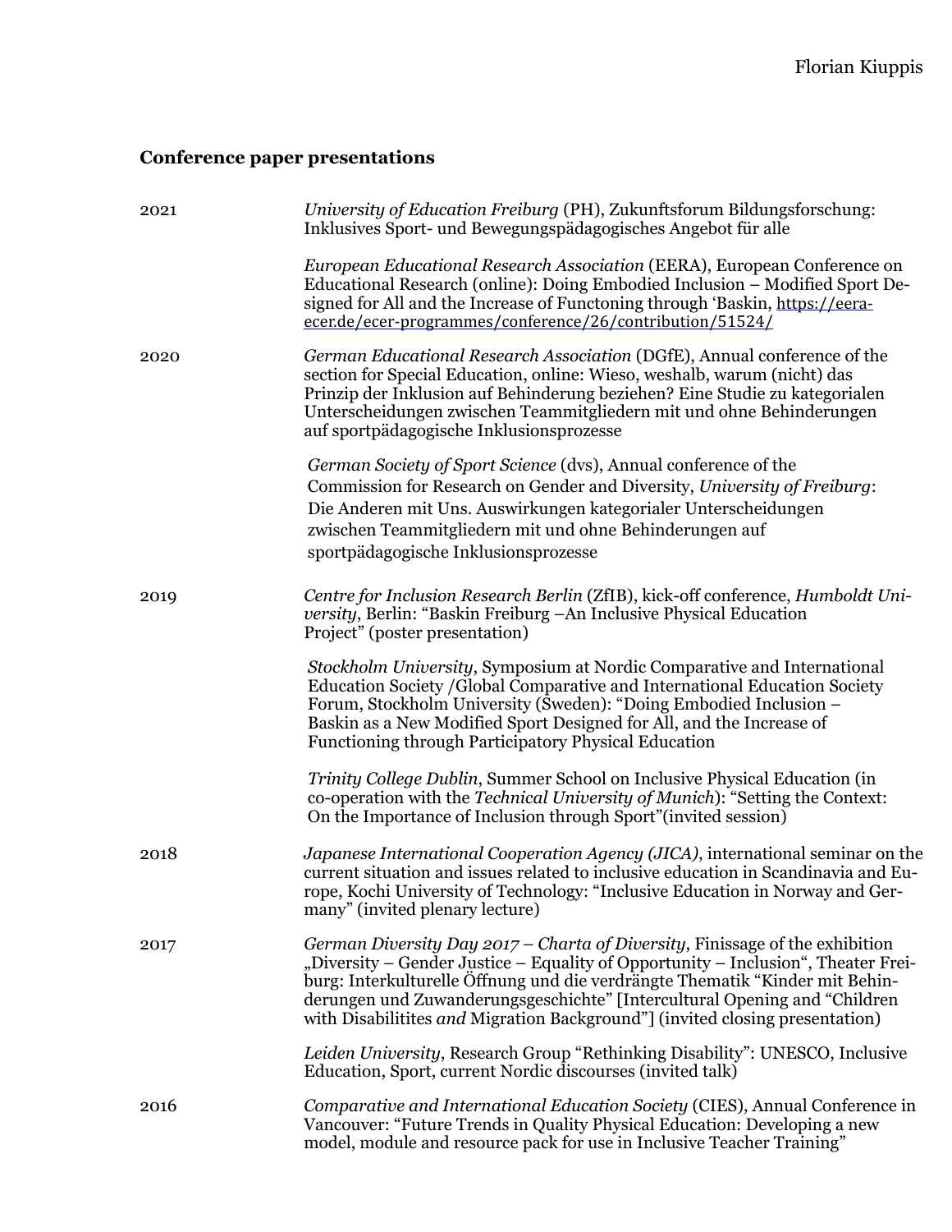## Conference paper presentations

| | |
|---|---|
| 2021 | *University of Education Freiburg* (PH), Zukunftsforum Bildungsforschung: Inklusives Sport- und Bewegungspädagogisches Angebot für alle |
| | *European Educational Research Association* (EERA), European Conference on Educational Research (online): Doing Embodied Inclusion – Modified Sport Designed for All and the Increase of Functoning through 'Baskin, https://eera-ecer.de/ecer-programmes/conference/26/contribution/51524/ |
| 2020 | *German Educational Research Association* (DGfE), Annual conference of the section for Special Education, online: Wieso, weshalb, warum (nicht) das Prinzip der Inklusion auf Behinderung beziehen? Eine Studie zu kategorialen Unterscheidungen zwischen Teammitgliedern mit und ohne Behinderungen auf sportpädagogische Inklusionsprozesse |
| | *German Society of Sport Science* (dvs), Annual conference of the Commission for Research on Gender and Diversity, *University of Freiburg*: Die Anderen mit Uns. Auswirkungen kategorialer Unterscheidungen zwischen Teammitgliedern mit und ohne Behinderungen auf sportpädagogische Inklusionsprozesse |
| 2019 | *Centre for Inclusion Research Berlin* (ZfIB), kick-off conference, *Humboldt University*, Berlin: "Baskin Freiburg –An Inclusive Physical Education Project" (poster presentation) |
| | *Stockholm University*, Symposium at Nordic Comparative and International Education Society /Global Comparative and International Education Society Forum, Stockholm University (Sweden): "Doing Embodied Inclusion – Baskin as a New Modified Sport Designed for All, and the Increase of Functioning through Participatory Physical Education |
| | *Trinity College Dublin*, Summer School on Inclusive Physical Education (in co-operation with the *Technical University of Munich*): "Setting the Context: On the Importance of Inclusion through Sport"(invited session) |
| 2018 | *Japanese International Cooperation Agency (JICA)*, international seminar on the current situation and issues related to inclusive education in Scandinavia and Europe, Kochi University of Technology: "Inclusive Education in Norway and Germany" (invited plenary lecture) |
| 2017 | *German Diversity Day 2017 – Charta of Diversity*, Finissage of the exhibition „Diversity – Gender Justice – Equality of Opportunity – Inclusion", Theater Freiburg: Interkulturelle Öffnung und die verdrängte Thematik "Kinder mit Behinderungen und Zuwanderungsgeschichte" [Intercultural Opening and "Children with Disabilitites *and* Migration Background"] (invited closing presentation) |
| | *Leiden University*, Research Group "Rethinking Disability": UNESCO, Inclusive Education, Sport, current Nordic discourses (invited talk) |
| 2016 | *Comparative and International Education Society* (CIES), Annual Conference in Vancouver: "Future Trends in Quality Physical Education: Developing a new model, module and resource pack for use in Inclusive Teacher Training" |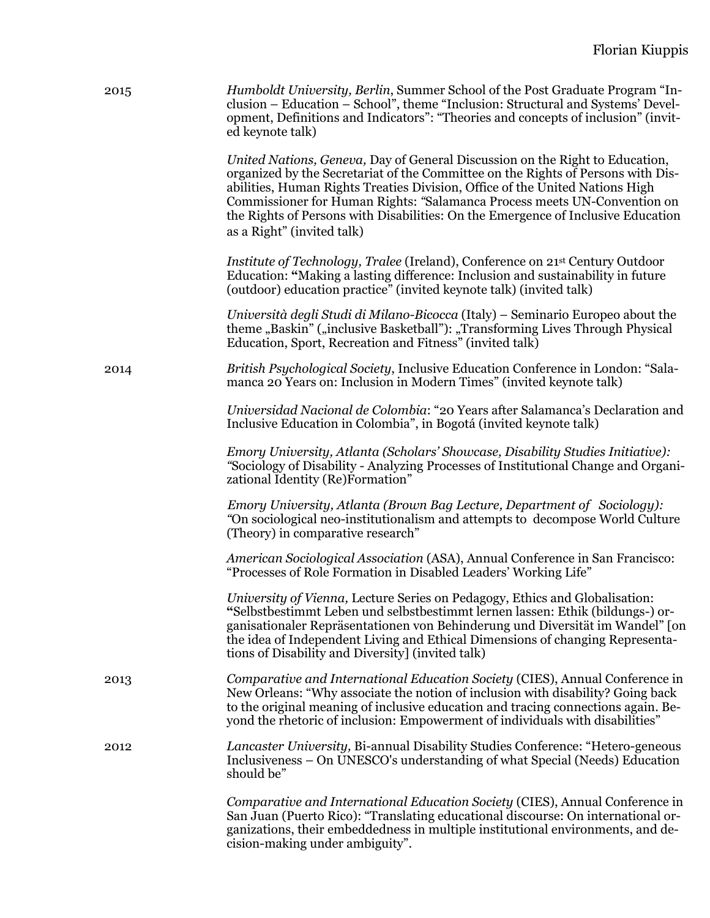2015

*Humboldt University, Berlin*, Summer School of the Post Graduate Program "Inclusion – Education – School", theme "Inclusion: Structural and Systems' Development, Definitions and Indicators": "Theories and concepts of inclusion" (invited keynote talk)

*United Nations, Geneva,* Day of General Discussion on the Right to Education, organized by the Secretariat of the Committee on the Rights of Persons with Disabilities, Human Rights Treaties Division, Office of the United Nations High Commissioner for Human Rights: "Salamanca Process meets UN-Convention on the Rights of Persons with Disabilities: On the Emergence of Inclusive Education as a Right" (invited talk)

*Institute of Technology, Tralee* (Ireland), Conference on 21st Century Outdoor Education: "Making a lasting difference: Inclusion and sustainability in future (outdoor) education practice" (invited keynote talk) (invited talk)

*Università degli Studi di Milano-Bicocca* (Italy) – Seminario Europeo about the theme „Baskin" („inclusive Basketball"): „Transforming Lives Through Physical Education, Sport, Recreation and Fitness" (invited talk)

2014

*British Psychological Society*, Inclusive Education Conference in London: "Salamanca 20 Years on: Inclusion in Modern Times" (invited keynote talk)

*Universidad Nacional de Colombia*: "20 Years after Salamanca's Declaration and Inclusive Education in Colombia", in Bogotá (invited keynote talk)

*Emory University, Atlanta (Scholars' Showcase, Disability Studies Initiative):* "Sociology of Disability - Analyzing Processes of Institutional Change and Organizational Identity (Re)Formation"

*Emory University, Atlanta (Brown Bag Lecture, Department of Sociology):* "On sociological neo-institutionalism and attempts to decompose World Culture (Theory) in comparative research"

*American Sociological Association* (ASA), Annual Conference in San Francisco: "Processes of Role Formation in Disabled Leaders' Working Life"

*University of Vienna,* Lecture Series on Pedagogy, Ethics and Globalisation: "Selbstbestimmt Leben und selbstbestimmt lernen lassen: Ethik (bildungs-) organisationaler Repräsentationen von Behinderung und Diversität im Wandel" [on the idea of Independent Living and Ethical Dimensions of changing Representations of Disability and Diversity] (invited talk)

2013

*Comparative and International Education Society* (CIES), Annual Conference in New Orleans: "Why associate the notion of inclusion with disability? Going back to the original meaning of inclusive education and tracing connections again. Beyond the rhetoric of inclusion: Empowerment of individuals with disabilities"

2012

*Lancaster University,* Bi-annual Disability Studies Conference: "Hetero-geneous Inclusiveness – On UNESCO's understanding of what Special (Needs) Education should be"

*Comparative and International Education Society* (CIES), Annual Conference in San Juan (Puerto Rico): "Translating educational discourse: On international organizations, their embeddedness in multiple institutional environments, and decision-making under ambiguity".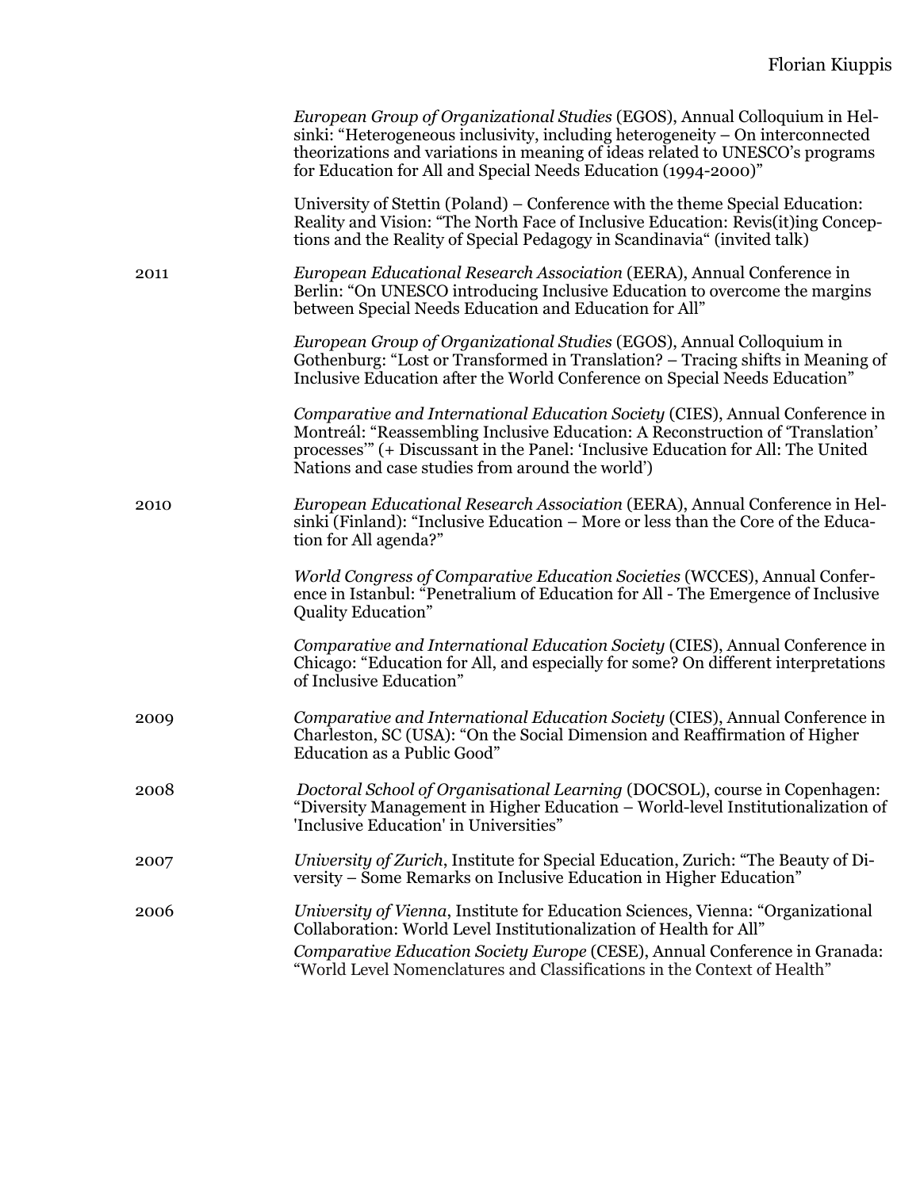| | |
|---|---|
| | *European Group of Organizational Studies* (EGOS), Annual Colloquium in Helsinki: “Heterogeneous inclusivity, including heterogeneity – On interconnected theorizations and variations in meaning of ideas related to UNESCO’s programs for Education for All and Special Needs Education (1994-2000)” |
| | University of Stettin (Poland) – Conference with the theme Special Education: Reality and Vision: “The North Face of Inclusive Education: Revis(it)ing Conceptions and the Reality of Special Pedagogy in Scandinavia“ (invited talk) |
| 2011 | *European Educational Research Association* (EERA), Annual Conference in Berlin: “On UNESCO introducing Inclusive Education to overcome the margins between Special Needs Education and Education for All” |
| | *European Group of Organizational Studies* (EGOS), Annual Colloquium in Gothenburg: “Lost or Transformed in Translation? – Tracing shifts in Meaning of Inclusive Education after the World Conference on Special Needs Education” |
| | *Comparative and International Education Society* (CIES), Annual Conference in Montreál: “Reassembling Inclusive Education: A Reconstruction of ‘Translation’ processes’” (+ Discussant in the Panel: ‘Inclusive Education for All: The United Nations and case studies from around the world’) |
| 2010 | *European Educational Research Association* (EERA), Annual Conference in Helsinki (Finland): “Inclusive Education – More or less than the Core of the Education for All agenda?” |
| | *World Congress of Comparative Education Societies* (WCCES), Annual Conference in Istanbul: “Penetralium of Education for All - The Emergence of Inclusive Quality Education” |
| | *Comparative and International Education Society* (CIES), Annual Conference in Chicago: “Education for All, and especially for some? On different interpretations of Inclusive Education” |
| 2009 | *Comparative and International Education Society* (CIES), Annual Conference in Charleston, SC (USA): “On the Social Dimension and Reaffirmation of Higher Education as a Public Good” |
| 2008 | *Doctoral School of Organisational Learning* (DOCSOL), course in Copenhagen: “Diversity Management in Higher Education – World-level Institutionalization of 'Inclusive Education' in Universities” |
| 2007 | *University of Zurich*, Institute for Special Education, Zurich: “The Beauty of Diversity – Some Remarks on Inclusive Education in Higher Education” |
| 2006 | *University of Vienna*, Institute for Education Sciences, Vienna: “Organizational Collaboration: World Level Institutionalization of Health for All” |
| | *Comparative Education Society Europe* (CESE), Annual Conference in Granada: “World Level Nomenclatures and Classifications in the Context of Health” |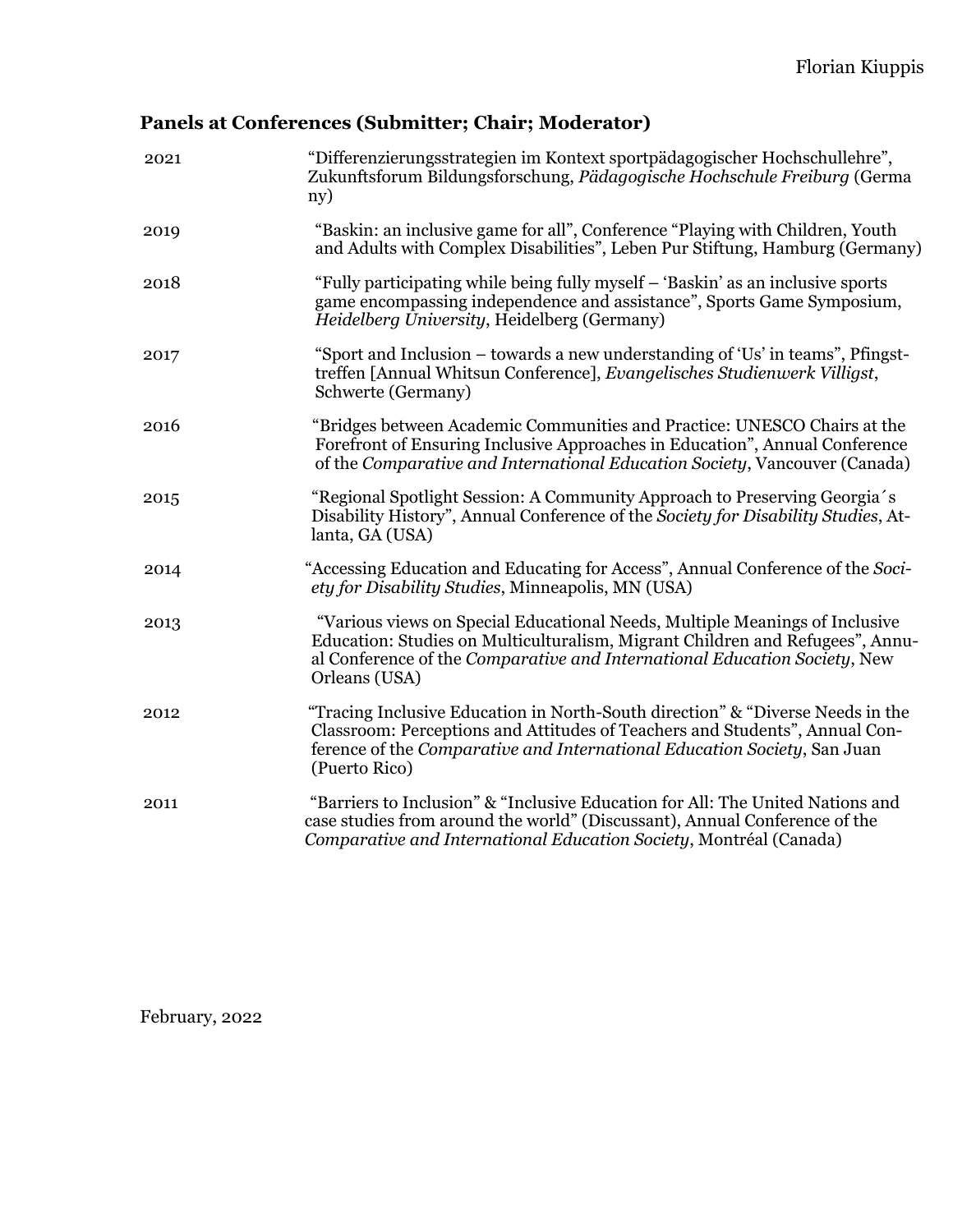## Panels at Conferences (Submitter; Chair; Moderator)

| | |
|---|---|
| 2021 | “Differenzierungsstrategien im Kontext sportpädagogischer Hochschullehre”, Zukunftsforum Bildungsforschung, *Pädagogische Hochschule Freiburg* (Germany) |
| 2019 | “Baskin: an inclusive game for all”, Conference “Playing with Children, Youth and Adults with Complex Disabilities”, Leben Pur Stiftung, Hamburg (Germany) |
| 2018 | “Fully participating while being fully myself – ‘Baskin’ as an inclusive sports game encompassing independence and assistance”, Sports Game Symposium, *Heidelberg University*, Heidelberg (Germany) |
| 2017 | “Sport and Inclusion – towards a new understanding of ‘Us’ in teams”, Pfingsttreffen [Annual Whitsun Conference], *Evangelisches Studienwerk Villigst*, Schwerte (Germany) |
| 2016 | “Bridges between Academic Communities and Practice: UNESCO Chairs at the Forefront of Ensuring Inclusive Approaches in Education”, Annual Conference of the *Comparative and International Education Society*, Vancouver (Canada) |
| 2015 | “Regional Spotlight Session: A Community Approach to Preserving Georgia´s Disability History”, Annual Conference of the *Society for Disability Studies*, Atlanta, GA (USA) |
| 2014 | “Accessing Education and Educating for Access”, Annual Conference of the *Society for Disability Studies*, Minneapolis, MN (USA) |
| 2013 | “Various views on Special Educational Needs, Multiple Meanings of Inclusive Education: Studies on Multiculturalism, Migrant Children and Refugees”, Annual Conference of the *Comparative and International Education Society*, New Orleans (USA) |
| 2012 | “Tracing Inclusive Education in North-South direction” & “Diverse Needs in the Classroom: Perceptions and Attitudes of Teachers and Students”, Annual Conference of the *Comparative and International Education Society*, San Juan (Puerto Rico) |
| 2011 | “Barriers to Inclusion” & “Inclusive Education for All: The United Nations and case studies from around the world” (Discussant), Annual Conference of the *Comparative and International Education Society*, Montréal (Canada) |

February, 2022